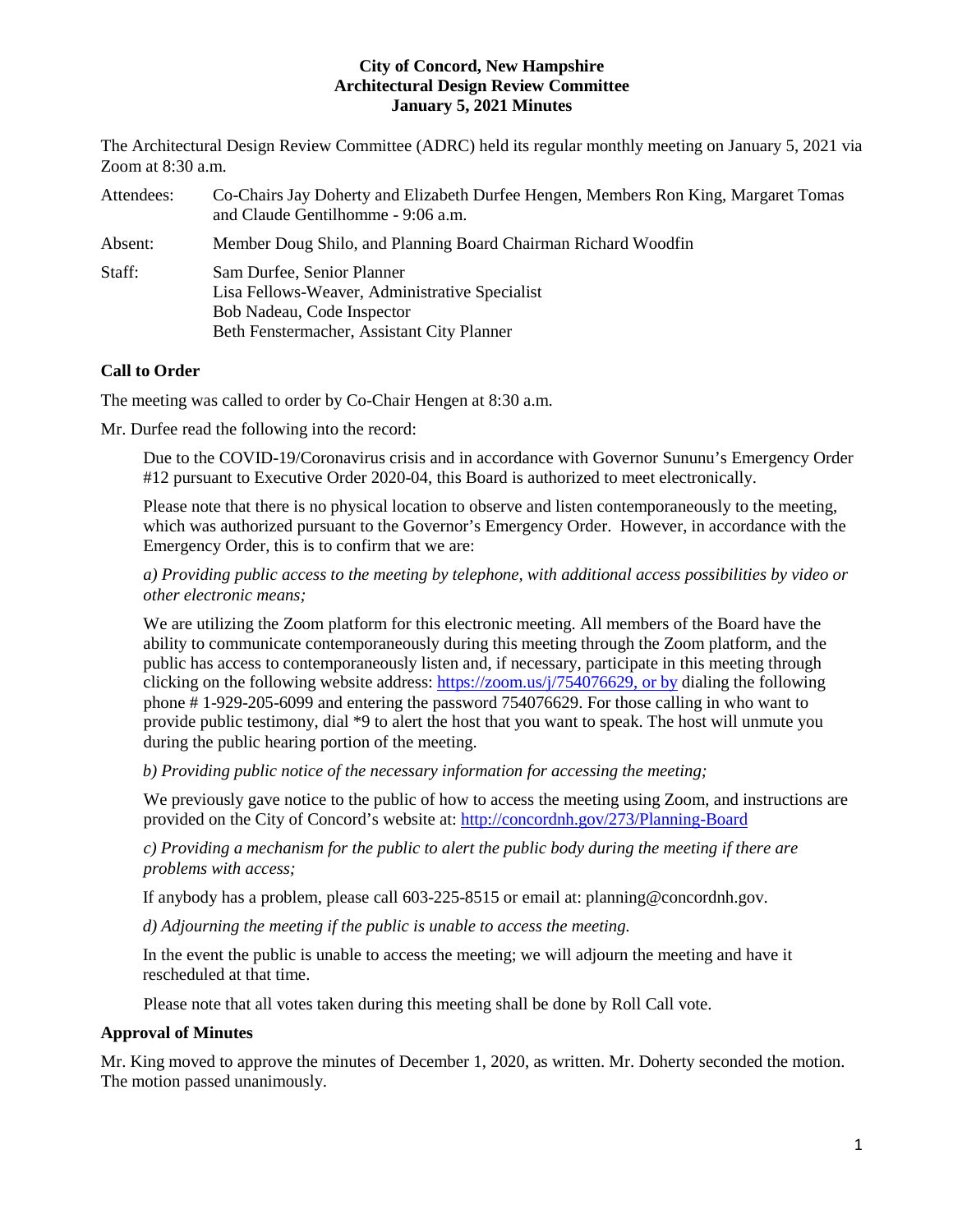**City of Concord, New Hampshire**
**Architectural Design Review Committee**
**January 5, 2021 Minutes**

The Architectural Design Review Committee (ADRC) held its regular monthly meeting on January 5, 2021 via Zoom at 8:30 a.m.

| | |
|---|---|
| Attendees: | Co-Chairs Jay Doherty and Elizabeth Durfee Hengen, Members Ron King, Margaret Tomas and Claude Gentilhomme - 9:06 a.m. |
| Absent: | Member Doug Shilo, and Planning Board Chairman Richard Woodfin |
| Staff: | Sam Durfee, Senior Planner<br>Lisa Fellows-Weaver, Administrative Specialist<br>Bob Nadeau, Code Inspector<br>Beth Fenstermacher, Assistant City Planner |

## Call to Order

The meeting was called to order by Co-Chair Hengen at 8:30 a.m.

Mr. Durfee read the following into the record:

> Due to the COVID-19/Coronavirus crisis and in accordance with Governor Sununu's Emergency Order #12 pursuant to Executive Order 2020-04, this Board is authorized to meet electronically.
>
> Please note that there is no physical location to observe and listen contemporaneously to the meeting, which was authorized pursuant to the Governor's Emergency Order. However, in accordance with the Emergency Order, this is to confirm that we are:
>
> *a) Providing public access to the meeting by telephone, with additional access possibilities by video or other electronic means;*
>
> We are utilizing the Zoom platform for this electronic meeting. All members of the Board have the ability to communicate contemporaneously during this meeting through the Zoom platform, and the public has access to contemporaneously listen and, if necessary, participate in this meeting through clicking on the following website address: https://zoom.us/j/754076629, or by dialing the following phone # 1-929-205-6099 and entering the password 754076629. For those calling in who want to provide public testimony, dial *9 to alert the host that you want to speak. The host will unmute you during the public hearing portion of the meeting.
>
> *b) Providing public notice of the necessary information for accessing the meeting;*
>
> We previously gave notice to the public of how to access the meeting using Zoom, and instructions are provided on the City of Concord's website at: http://concordnh.gov/273/Planning-Board
>
> *c) Providing a mechanism for the public to alert the public body during the meeting if there are problems with access;*
>
> If anybody has a problem, please call 603-225-8515 or email at: planning@concordnh.gov.
>
> *d) Adjourning the meeting if the public is unable to access the meeting.*
>
> In the event the public is unable to access the meeting; we will adjourn the meeting and have it rescheduled at that time.
>
> Please note that all votes taken during this meeting shall be done by Roll Call vote.

## Approval of Minutes

Mr. King moved to approve the minutes of December 1, 2020, as written. Mr. Doherty seconded the motion. The motion passed unanimously.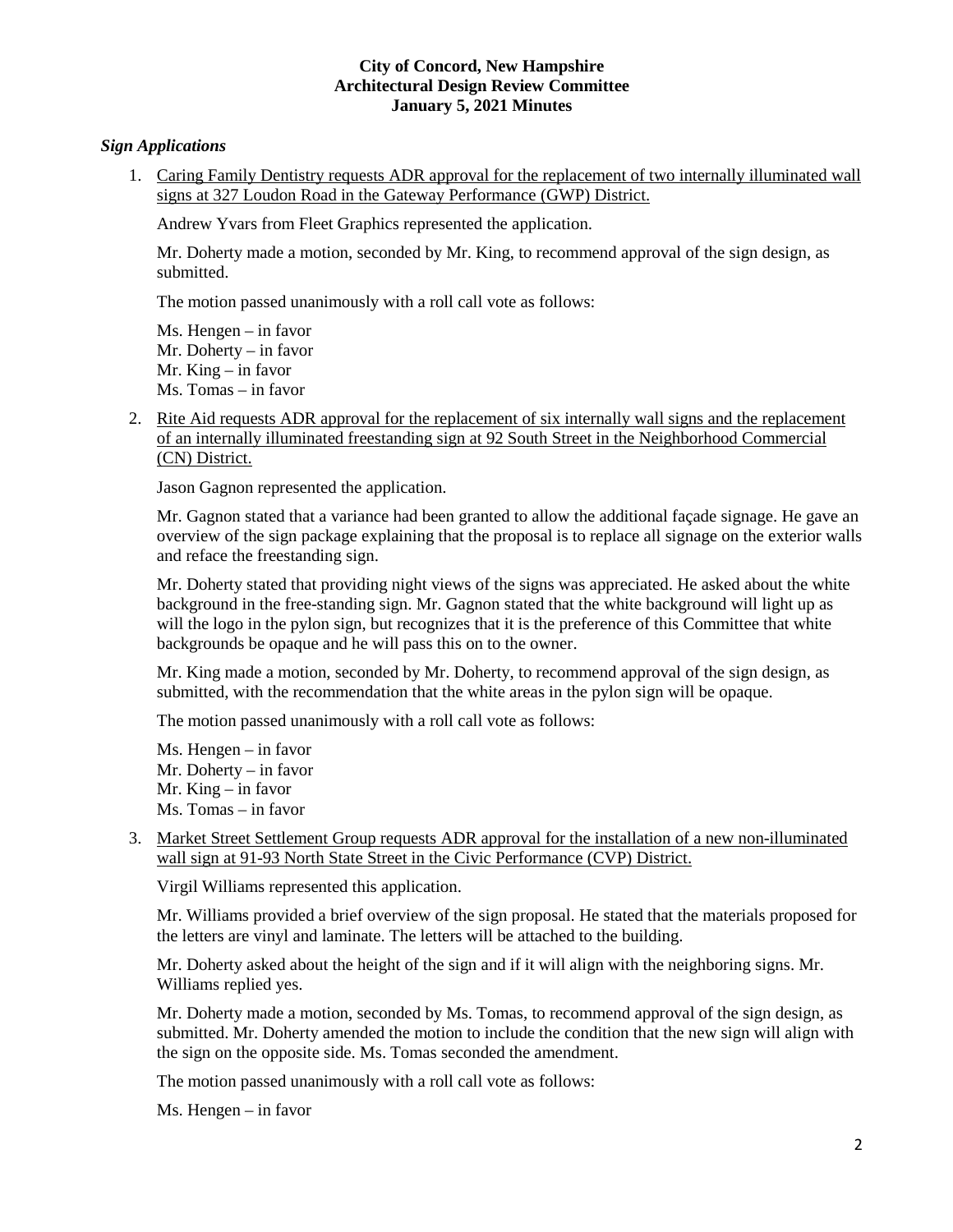**City of Concord, New Hampshire**
**Architectural Design Review Committee**
**January 5, 2021 Minutes**

***Sign Applications***

1. Caring Family Dentistry requests ADR approval for the replacement of two internally illuminated wall signs at 327 Loudon Road in the Gateway Performance (GWP) District.

   Andrew Yvars from Fleet Graphics represented the application.

   Mr. Doherty made a motion, seconded by Mr. King, to recommend approval of the sign design, as submitted.

   The motion passed unanimously with a roll call vote as follows:

   Ms. Hengen – in favor
   Mr. Doherty – in favor
   Mr. King – in favor
   Ms. Tomas – in favor

2. Rite Aid requests ADR approval for the replacement of six internally wall signs and the replacement of an internally illuminated freestanding sign at 92 South Street in the Neighborhood Commercial (CN) District.

   Jason Gagnon represented the application.

   Mr. Gagnon stated that a variance had been granted to allow the additional façade signage. He gave an overview of the sign package explaining that the proposal is to replace all signage on the exterior walls and reface the freestanding sign.

   Mr. Doherty stated that providing night views of the signs was appreciated. He asked about the white background in the free-standing sign. Mr. Gagnon stated that the white background will light up as will the logo in the pylon sign, but recognizes that it is the preference of this Committee that white backgrounds be opaque and he will pass this on to the owner.

   Mr. King made a motion, seconded by Mr. Doherty, to recommend approval of the sign design, as submitted, with the recommendation that the white areas in the pylon sign will be opaque.

   The motion passed unanimously with a roll call vote as follows:

   Ms. Hengen – in favor
   Mr. Doherty – in favor
   Mr. King – in favor
   Ms. Tomas – in favor

3. Market Street Settlement Group requests ADR approval for the installation of a new non-illuminated wall sign at 91-93 North State Street in the Civic Performance (CVP) District.

   Virgil Williams represented this application.

   Mr. Williams provided a brief overview of the sign proposal. He stated that the materials proposed for the letters are vinyl and laminate. The letters will be attached to the building.

   Mr. Doherty asked about the height of the sign and if it will align with the neighboring signs. Mr. Williams replied yes.

   Mr. Doherty made a motion, seconded by Ms. Tomas, to recommend approval of the sign design, as submitted. Mr. Doherty amended the motion to include the condition that the new sign will align with the sign on the opposite side. Ms. Tomas seconded the amendment.

   The motion passed unanimously with a roll call vote as follows:

   Ms. Hengen – in favor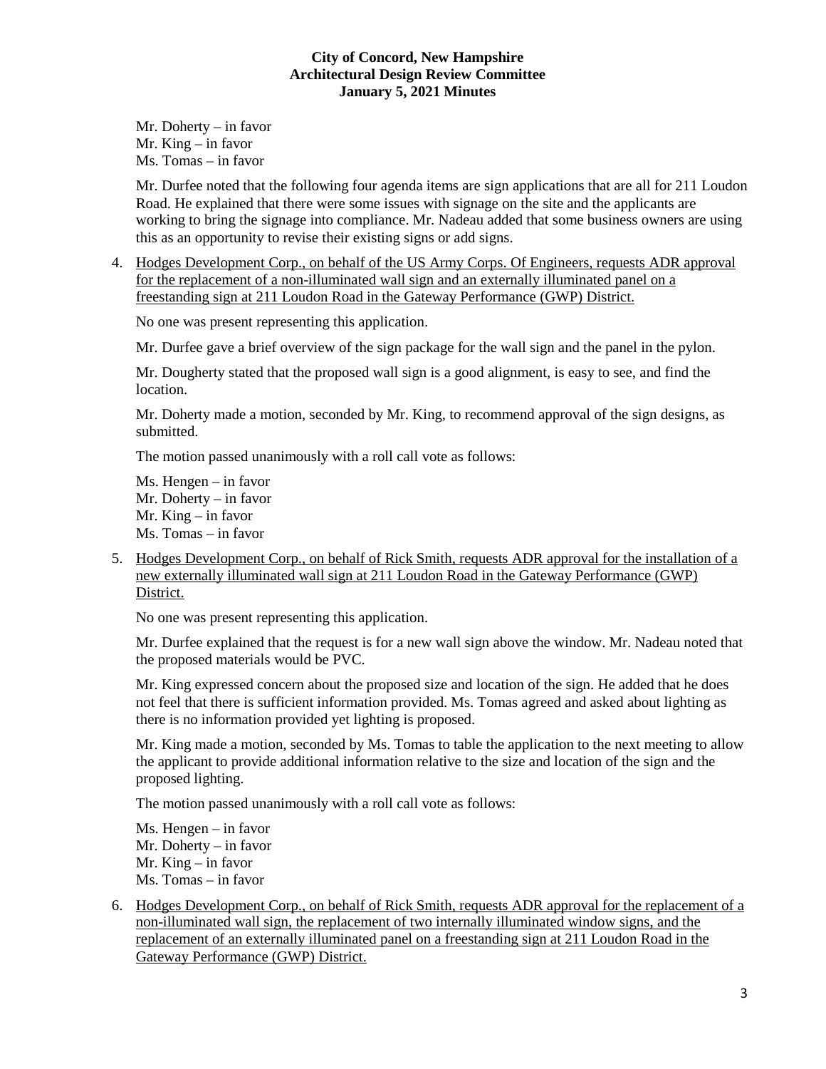Mr. Doherty – in favor
Mr. King – in favor
Ms. Tomas – in favor

Mr. Durfee noted that the following four agenda items are sign applications that are all for 211 Loudon Road. He explained that there were some issues with signage on the site and the applicants are working to bring the signage into compliance. Mr. Nadeau added that some business owners are using this as an opportunity to revise their existing signs or add signs.

4. Hodges Development Corp., on behalf of the US Army Corps. Of Engineers, requests ADR approval for the replacement of a non-illuminated wall sign and an externally illuminated panel on a freestanding sign at 211 Loudon Road in the Gateway Performance (GWP) District.

   No one was present representing this application.

   Mr. Durfee gave a brief overview of the sign package for the wall sign and the panel in the pylon.

   Mr. Dougherty stated that the proposed wall sign is a good alignment, is easy to see, and find the location.

   Mr. Doherty made a motion, seconded by Mr. King, to recommend approval of the sign designs, as submitted.

   The motion passed unanimously with a roll call vote as follows:

   Ms. Hengen – in favor
   Mr. Doherty – in favor
   Mr. King – in favor
   Ms. Tomas – in favor

5. Hodges Development Corp., on behalf of Rick Smith, requests ADR approval for the installation of a new externally illuminated wall sign at 211 Loudon Road in the Gateway Performance (GWP) District.

   No one was present representing this application.

   Mr. Durfee explained that the request is for a new wall sign above the window. Mr. Nadeau noted that the proposed materials would be PVC.

   Mr. King expressed concern about the proposed size and location of the sign. He added that he does not feel that there is sufficient information provided. Ms. Tomas agreed and asked about lighting as there is no information provided yet lighting is proposed.

   Mr. King made a motion, seconded by Ms. Tomas to table the application to the next meeting to allow the applicant to provide additional information relative to the size and location of the sign and the proposed lighting.

   The motion passed unanimously with a roll call vote as follows:

   Ms. Hengen – in favor
   Mr. Doherty – in favor
   Mr. King – in favor
   Ms. Tomas – in favor

6. Hodges Development Corp., on behalf of Rick Smith, requests ADR approval for the replacement of a non-illuminated wall sign, the replacement of two internally illuminated window signs, and the replacement of an externally illuminated panel on a freestanding sign at 211 Loudon Road in the Gateway Performance (GWP) District.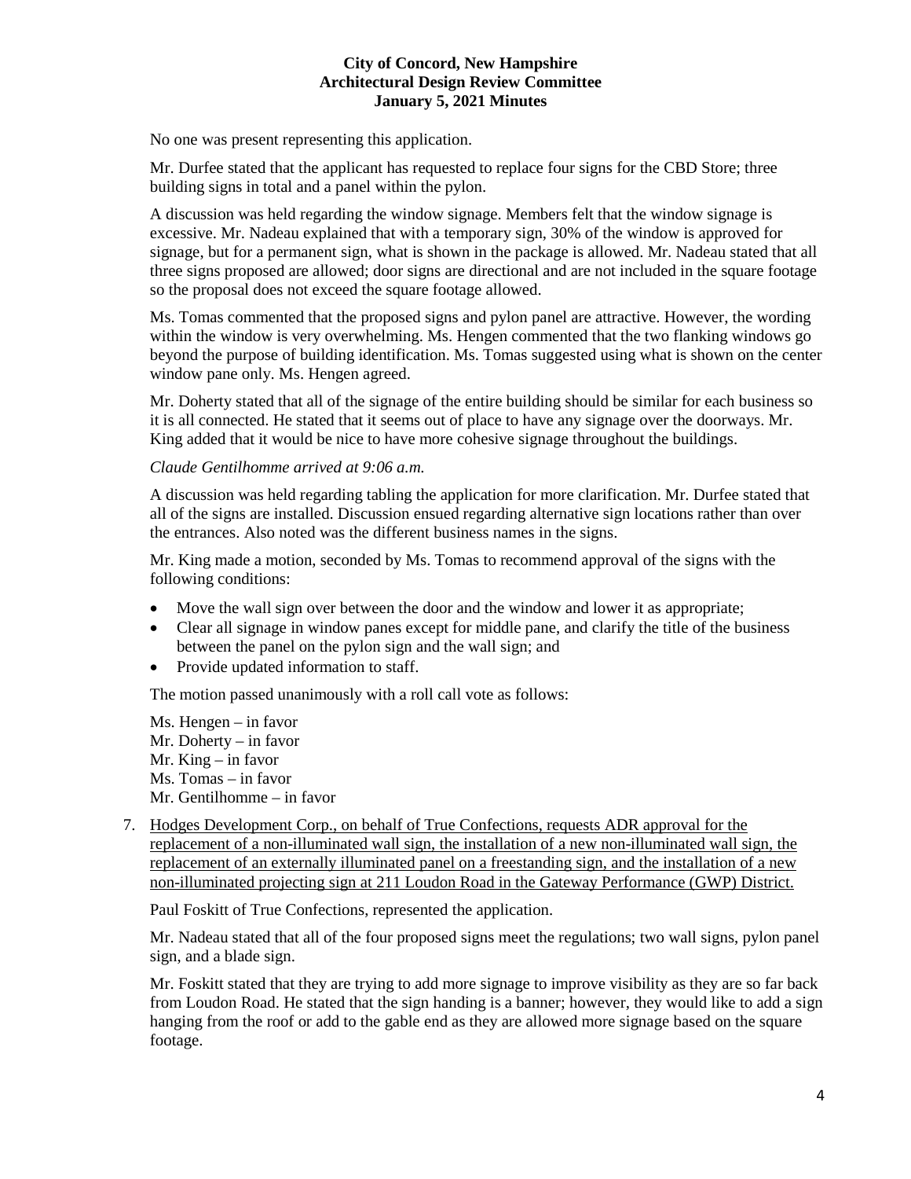No one was present representing this application.

Mr. Durfee stated that the applicant has requested to replace four signs for the CBD Store; three building signs in total and a panel within the pylon.

A discussion was held regarding the window signage. Members felt that the window signage is excessive. Mr. Nadeau explained that with a temporary sign, 30% of the window is approved for signage, but for a permanent sign, what is shown in the package is allowed. Mr. Nadeau stated that all three signs proposed are allowed; door signs are directional and are not included in the square footage so the proposal does not exceed the square footage allowed.

Ms. Tomas commented that the proposed signs and pylon panel are attractive. However, the wording within the window is very overwhelming. Ms. Hengen commented that the two flanking windows go beyond the purpose of building identification. Ms. Tomas suggested using what is shown on the center window pane only. Ms. Hengen agreed.

Mr. Doherty stated that all of the signage of the entire building should be similar for each business so it is all connected. He stated that it seems out of place to have any signage over the doorways. Mr. King added that it would be nice to have more cohesive signage throughout the buildings.

*Claude Gentilhomme arrived at 9:06 a.m.*

A discussion was held regarding tabling the application for more clarification. Mr. Durfee stated that all of the signs are installed. Discussion ensued regarding alternative sign locations rather than over the entrances. Also noted was the different business names in the signs.

Mr. King made a motion, seconded by Ms. Tomas to recommend approval of the signs with the following conditions:

- Move the wall sign over between the door and the window and lower it as appropriate;
- Clear all signage in window panes except for middle pane, and clarify the title of the business between the panel on the pylon sign and the wall sign; and
- Provide updated information to staff.

The motion passed unanimously with a roll call vote as follows:

Ms. Hengen – in favor
Mr. Doherty – in favor
Mr. King – in favor
Ms. Tomas – in favor
Mr. Gentilhomme – in favor

7. Hodges Development Corp., on behalf of True Confections, requests ADR approval for the replacement of a non-illuminated wall sign, the installation of a new non-illuminated wall sign, the replacement of an externally illuminated panel on a freestanding sign, and the installation of a new non-illuminated projecting sign at 211 Loudon Road in the Gateway Performance (GWP) District.

   Paul Foskitt of True Confections, represented the application.

   Mr. Nadeau stated that all of the four proposed signs meet the regulations; two wall signs, pylon panel sign, and a blade sign.

   Mr. Foskitt stated that they are trying to add more signage to improve visibility as they are so far back from Loudon Road. He stated that the sign handing is a banner; however, they would like to add a sign hanging from the roof or add to the gable end as they are allowed more signage based on the square footage.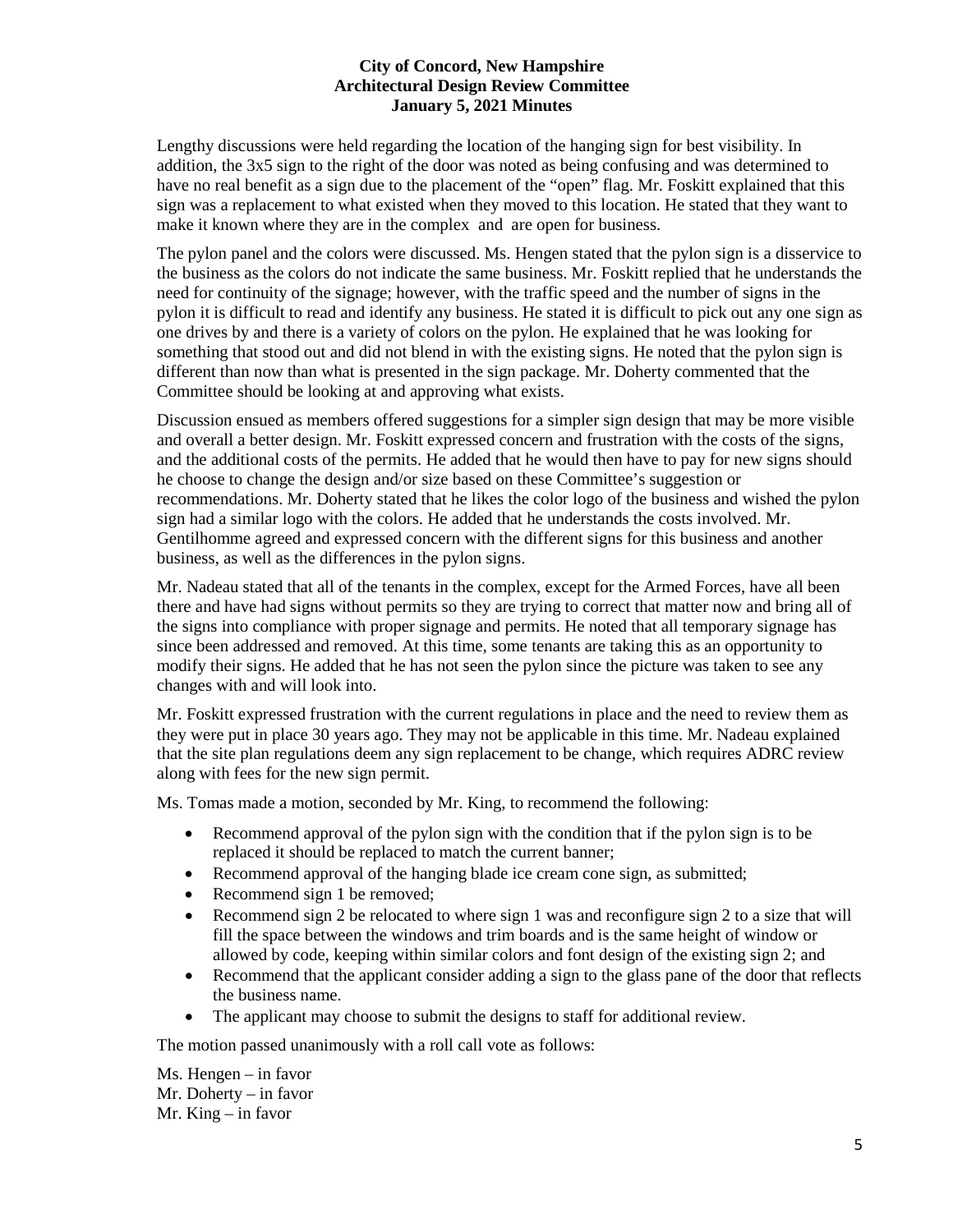Lengthy discussions were held regarding the location of the hanging sign for best visibility. In addition, the 3x5 sign to the right of the door was noted as being confusing and was determined to have no real benefit as a sign due to the placement of the "open" flag. Mr. Foskitt explained that this sign was a replacement to what existed when they moved to this location. He stated that they want to make it known where they are in the complex and are open for business.

The pylon panel and the colors were discussed. Ms. Hengen stated that the pylon sign is a disservice to the business as the colors do not indicate the same business. Mr. Foskitt replied that he understands the need for continuity of the signage; however, with the traffic speed and the number of signs in the pylon it is difficult to read and identify any business. He stated it is difficult to pick out any one sign as one drives by and there is a variety of colors on the pylon. He explained that he was looking for something that stood out and did not blend in with the existing signs. He noted that the pylon sign is different than now than what is presented in the sign package. Mr. Doherty commented that the Committee should be looking at and approving what exists.

Discussion ensued as members offered suggestions for a simpler sign design that may be more visible and overall a better design. Mr. Foskitt expressed concern and frustration with the costs of the signs, and the additional costs of the permits. He added that he would then have to pay for new signs should he choose to change the design and/or size based on these Committee's suggestion or recommendations. Mr. Doherty stated that he likes the color logo of the business and wished the pylon sign had a similar logo with the colors. He added that he understands the costs involved. Mr. Gentilhomme agreed and expressed concern with the different signs for this business and another business, as well as the differences in the pylon signs.

Mr. Nadeau stated that all of the tenants in the complex, except for the Armed Forces, have all been there and have had signs without permits so they are trying to correct that matter now and bring all of the signs into compliance with proper signage and permits. He noted that all temporary signage has since been addressed and removed. At this time, some tenants are taking this as an opportunity to modify their signs. He added that he has not seen the pylon since the picture was taken to see any changes with and will look into.

Mr. Foskitt expressed frustration with the current regulations in place and the need to review them as they were put in place 30 years ago. They may not be applicable in this time. Mr. Nadeau explained that the site plan regulations deem any sign replacement to be change, which requires ADRC review along with fees for the new sign permit.

Ms. Tomas made a motion, seconded by Mr. King, to recommend the following:

- Recommend approval of the pylon sign with the condition that if the pylon sign is to be replaced it should be replaced to match the current banner;
- Recommend approval of the hanging blade ice cream cone sign, as submitted;
- Recommend sign 1 be removed;
- Recommend sign 2 be relocated to where sign 1 was and reconfigure sign 2 to a size that will fill the space between the windows and trim boards and is the same height of window or allowed by code, keeping within similar colors and font design of the existing sign 2; and
- Recommend that the applicant consider adding a sign to the glass pane of the door that reflects the business name.
- The applicant may choose to submit the designs to staff for additional review.

The motion passed unanimously with a roll call vote as follows:

Ms. Hengen – in favor
Mr. Doherty – in favor
Mr. King – in favor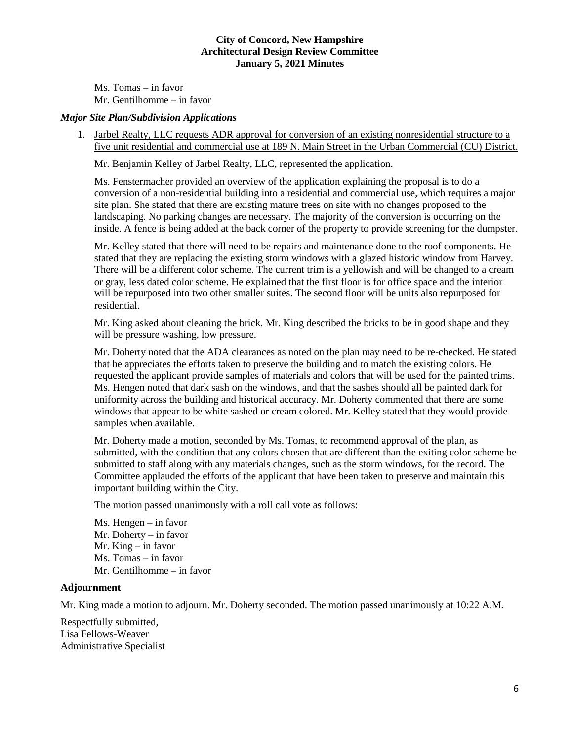Ms. Tomas – in favor
Mr. Gentilhomme – in favor

### *Major Site Plan/Subdivision Applications*

1. Jarbel Realty, LLC requests ADR approval for conversion of an existing nonresidential structure to a five unit residential and commercial use at 189 N. Main Street in the Urban Commercial (CU) District.

   Mr. Benjamin Kelley of Jarbel Realty, LLC, represented the application.

   Ms. Fenstermacher provided an overview of the application explaining the proposal is to do a conversion of a non-residential building into a residential and commercial use, which requires a major site plan. She stated that there are existing mature trees on site with no changes proposed to the landscaping. No parking changes are necessary. The majority of the conversion is occurring on the inside. A fence is being added at the back corner of the property to provide screening for the dumpster.

   Mr. Kelley stated that there will need to be repairs and maintenance done to the roof components. He stated that they are replacing the existing storm windows with a glazed historic window from Harvey. There will be a different color scheme. The current trim is a yellowish and will be changed to a cream or gray, less dated color scheme. He explained that the first floor is for office space and the interior will be repurposed into two other smaller suites. The second floor will be units also repurposed for residential.

   Mr. King asked about cleaning the brick. Mr. King described the bricks to be in good shape and they will be pressure washing, low pressure.

   Mr. Doherty noted that the ADA clearances as noted on the plan may need to be re-checked. He stated that he appreciates the efforts taken to preserve the building and to match the existing colors. He requested the applicant provide samples of materials and colors that will be used for the painted trims. Ms. Hengen noted that dark sash on the windows, and that the sashes should all be painted dark for uniformity across the building and historical accuracy. Mr. Doherty commented that there are some windows that appear to be white sashed or cream colored. Mr. Kelley stated that they would provide samples when available.

   Mr. Doherty made a motion, seconded by Ms. Tomas, to recommend approval of the plan, as submitted, with the condition that any colors chosen that are different than the exiting color scheme be submitted to staff along with any materials changes, such as the storm windows, for the record. The Committee applauded the efforts of the applicant that have been taken to preserve and maintain this important building within the City.

   The motion passed unanimously with a roll call vote as follows:

   Ms. Hengen – in favor
   Mr. Doherty – in favor
   Mr. King – in favor
   Ms. Tomas – in favor
   Mr. Gentilhomme – in favor

## Adjournment

Mr. King made a motion to adjourn. Mr. Doherty seconded. The motion passed unanimously at 10:22 A.M.

Respectfully submitted,
Lisa Fellows-Weaver
Administrative Specialist